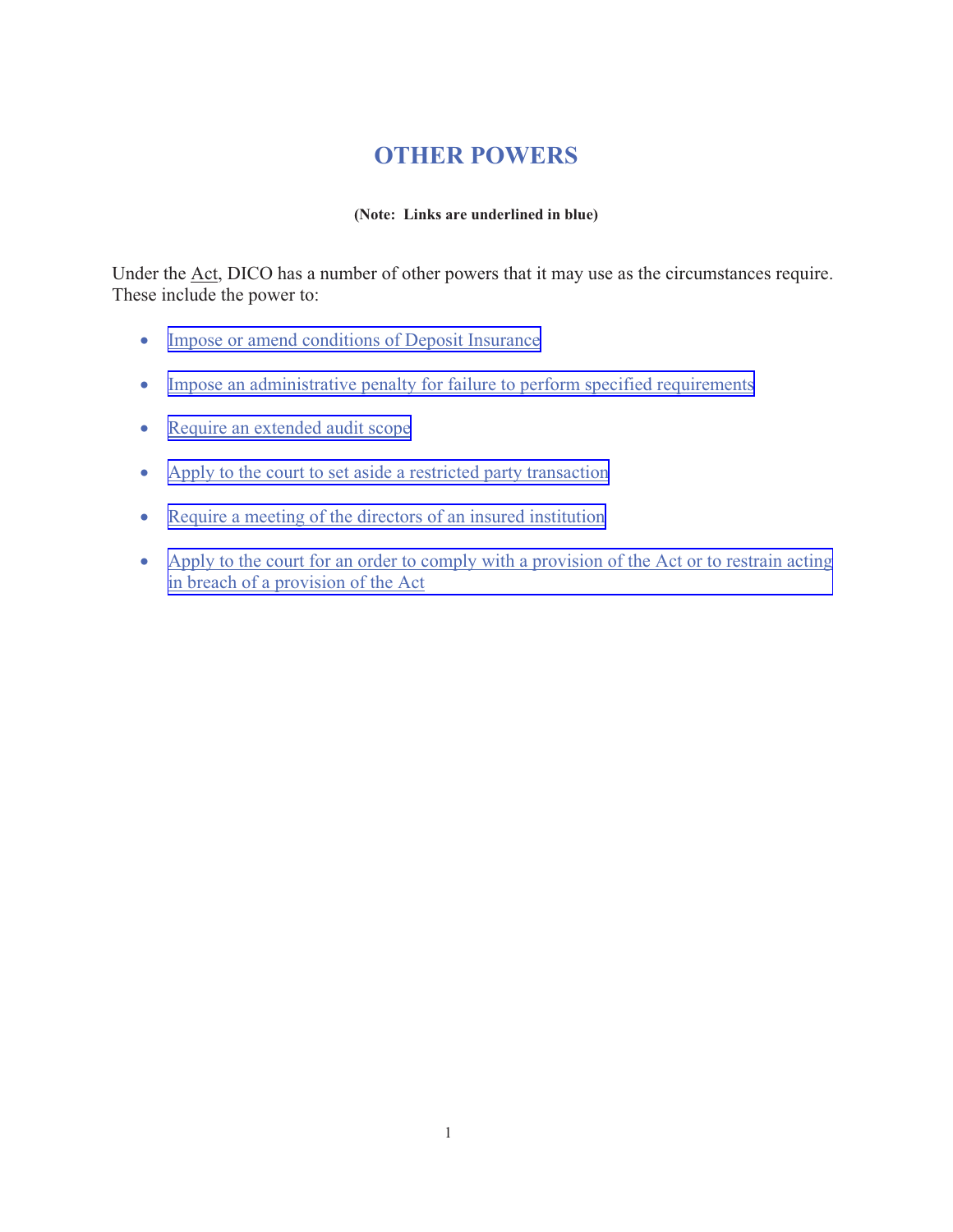# OTHER POWERS

**(Note: Links are underlined in blue)**

Under the Act, DICO has a number of other powers that it may use as the circumstances require. These include the power to:

- Impose or amend conditions of Deposit Insurance
- Impose an administrative penalty for failure to perform specified requirements
- Require an extended audit scope
- Apply to the court to set aside a restricted party transaction
- Require a meeting of the directors of an insured institution
- Apply to the court for an order to comply with a provision of the Act or to restrain acting in breach of a provision of the Act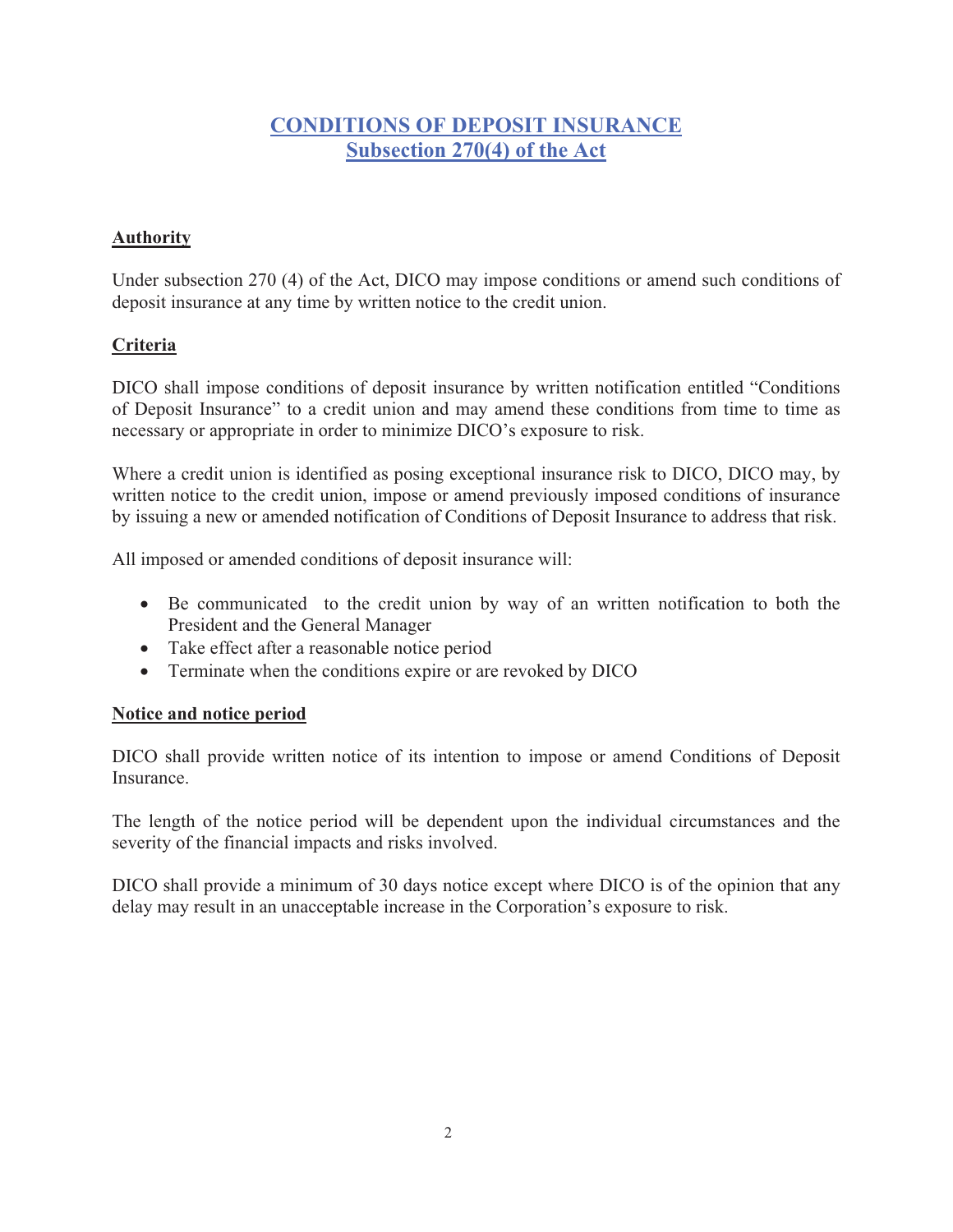# CONDITIONS OF DEPOSIT INSURANCE
## Subsection 270(4) of the Act

**Authority**

Under subsection 270 (4) of the Act, DICO may impose conditions or amend such conditions of deposit insurance at any time by written notice to the credit union.

**Criteria**

DICO shall impose conditions of deposit insurance by written notification entitled "Conditions of Deposit Insurance" to a credit union and may amend these conditions from time to time as necessary or appropriate in order to minimize DICO's exposure to risk.

Where a credit union is identified as posing exceptional insurance risk to DICO, DICO may, by written notice to the credit union, impose or amend previously imposed conditions of insurance by issuing a new or amended notification of Conditions of Deposit Insurance to address that risk.

All imposed or amended conditions of deposit insurance will:

- Be communicated to the credit union by way of an written notification to both the President and the General Manager
- Take effect after a reasonable notice period
- Terminate when the conditions expire or are revoked by DICO

**Notice and notice period**

DICO shall provide written notice of its intention to impose or amend Conditions of Deposit Insurance.

The length of the notice period will be dependent upon the individual circumstances and the severity of the financial impacts and risks involved.

DICO shall provide a minimum of 30 days notice except where DICO is of the opinion that any delay may result in an unacceptable increase in the Corporation's exposure to risk.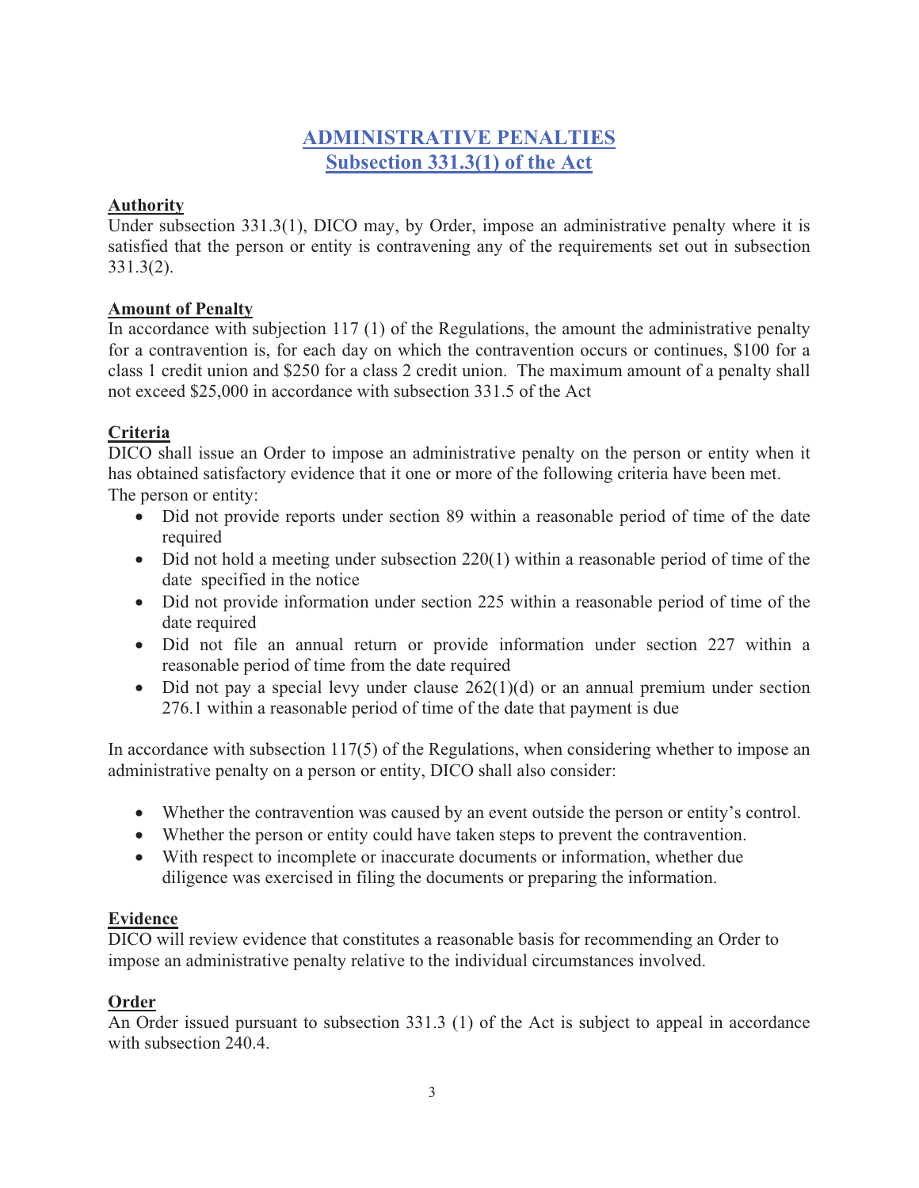# ADMINISTRATIVE PENALTIES
## Subsection 331.3(1) of the Act

**Authority**

Under subsection 331.3(1), DICO may, by Order, impose an administrative penalty where it is satisfied that the person or entity is contravening any of the requirements set out in subsection 331.3(2).

**Amount of Penalty**

In accordance with subjection 117 (1) of the Regulations, the amount the administrative penalty for a contravention is, for each day on which the contravention occurs or continues, $100 for a class 1 credit union and $250 for a class 2 credit union. The maximum amount of a penalty shall not exceed $25,000 in accordance with subsection 331.5 of the Act

**Criteria**

DICO shall issue an Order to impose an administrative penalty on the person or entity when it has obtained satisfactory evidence that it one or more of the following criteria have been met. The person or entity:

- Did not provide reports under section 89 within a reasonable period of time of the date required
- Did not hold a meeting under subsection 220(1) within a reasonable period of time of the date specified in the notice
- Did not provide information under section 225 within a reasonable period of time of the date required
- Did not file an annual return or provide information under section 227 within a reasonable period of time from the date required
- Did not pay a special levy under clause 262(1)(d) or an annual premium under section 276.1 within a reasonable period of time of the date that payment is due

In accordance with subsection 117(5) of the Regulations, when considering whether to impose an administrative penalty on a person or entity, DICO shall also consider:

- Whether the contravention was caused by an event outside the person or entity's control.
- Whether the person or entity could have taken steps to prevent the contravention.
- With respect to incomplete or inaccurate documents or information, whether due diligence was exercised in filing the documents or preparing the information.

**Evidence**

DICO will review evidence that constitutes a reasonable basis for recommending an Order to impose an administrative penalty relative to the individual circumstances involved.

**Order**

An Order issued pursuant to subsection 331.3 (1) of the Act is subject to appeal in accordance with subsection 240.4.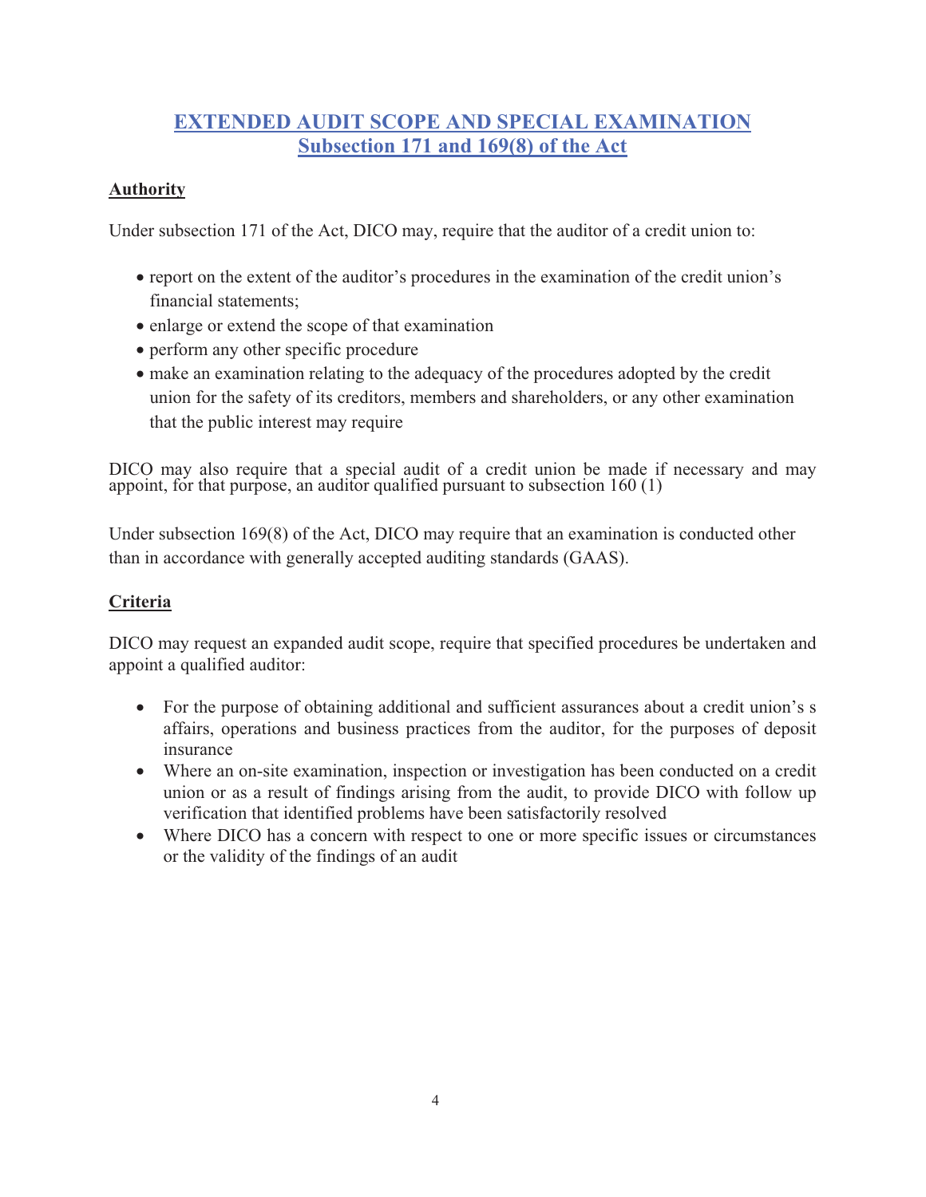## EXTENDED AUDIT SCOPE AND SPECIAL EXAMINATION
## Subsection 171 and 169(8) of the Act

### Authority

Under subsection 171 of the Act, DICO may, require that the auditor of a credit union to:

- report on the extent of the auditor's procedures in the examination of the credit union's financial statements;
- enlarge or extend the scope of that examination
- perform any other specific procedure
- make an examination relating to the adequacy of the procedures adopted by the credit union for the safety of its creditors, members and shareholders, or any other examination that the public interest may require

DICO may also require that a special audit of a credit union be made if necessary and may appoint, for that purpose, an auditor qualified pursuant to subsection 160 (1)

Under subsection 169(8) of the Act, DICO may require that an examination is conducted other than in accordance with generally accepted auditing standards (GAAS).

### Criteria

DICO may request an expanded audit scope, require that specified procedures be undertaken and appoint a qualified auditor:

- For the purpose of obtaining additional and sufficient assurances about a credit union's s affairs, operations and business practices from the auditor, for the purposes of deposit insurance
- Where an on-site examination, inspection or investigation has been conducted on a credit union or as a result of findings arising from the audit, to provide DICO with follow up verification that identified problems have been satisfactorily resolved
- Where DICO has a concern with respect to one or more specific issues or circumstances or the validity of the findings of an audit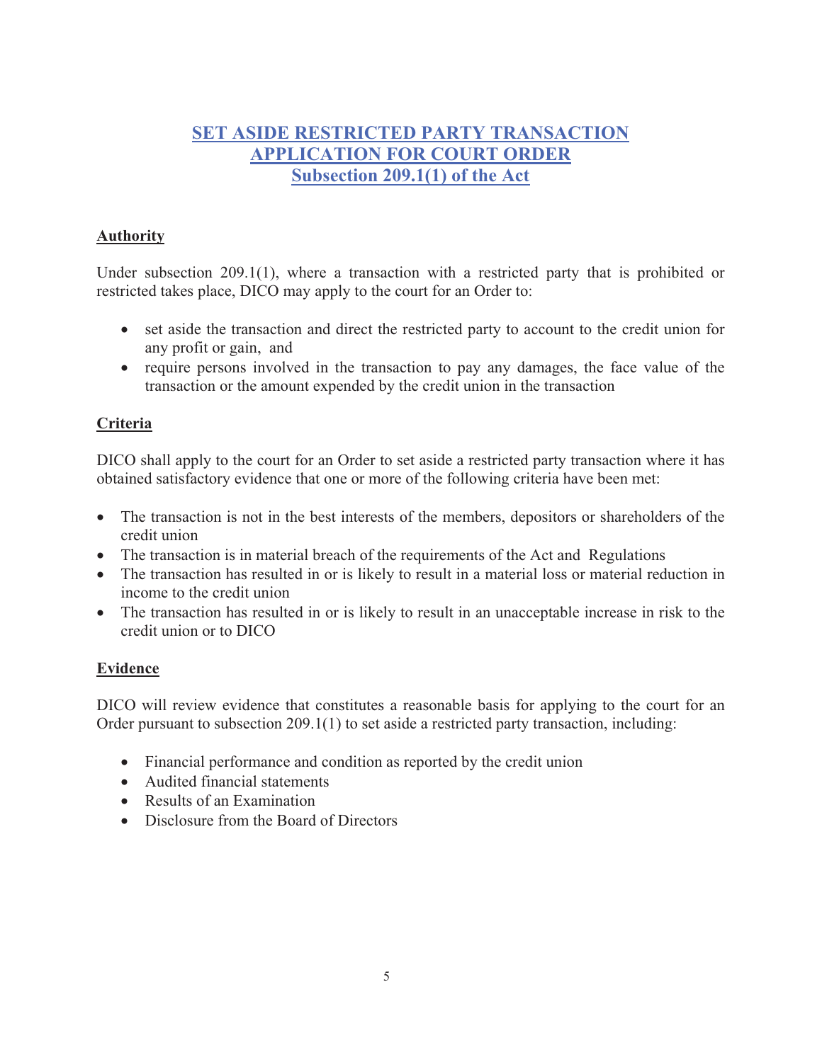# SET ASIDE RESTRICTED PARTY TRANSACTION
# APPLICATION FOR COURT ORDER
# Subsection 209.1(1) of the Act

## Authority

Under subsection 209.1(1), where a transaction with a restricted party that is prohibited or restricted takes place, DICO may apply to the court for an Order to:

- set aside the transaction and direct the restricted party to account to the credit union for any profit or gain, and
- require persons involved in the transaction to pay any damages, the face value of the transaction or the amount expended by the credit union in the transaction

## Criteria

DICO shall apply to the court for an Order to set aside a restricted party transaction where it has obtained satisfactory evidence that one or more of the following criteria have been met:

- The transaction is not in the best interests of the members, depositors or shareholders of the credit union
- The transaction is in material breach of the requirements of the Act and Regulations
- The transaction has resulted in or is likely to result in a material loss or material reduction in income to the credit union
- The transaction has resulted in or is likely to result in an unacceptable increase in risk to the credit union or to DICO

## Evidence

DICO will review evidence that constitutes a reasonable basis for applying to the court for an Order pursuant to subsection 209.1(1) to set aside a restricted party transaction, including:

- Financial performance and condition as reported by the credit union
- Audited financial statements
- Results of an Examination
- Disclosure from the Board of Directors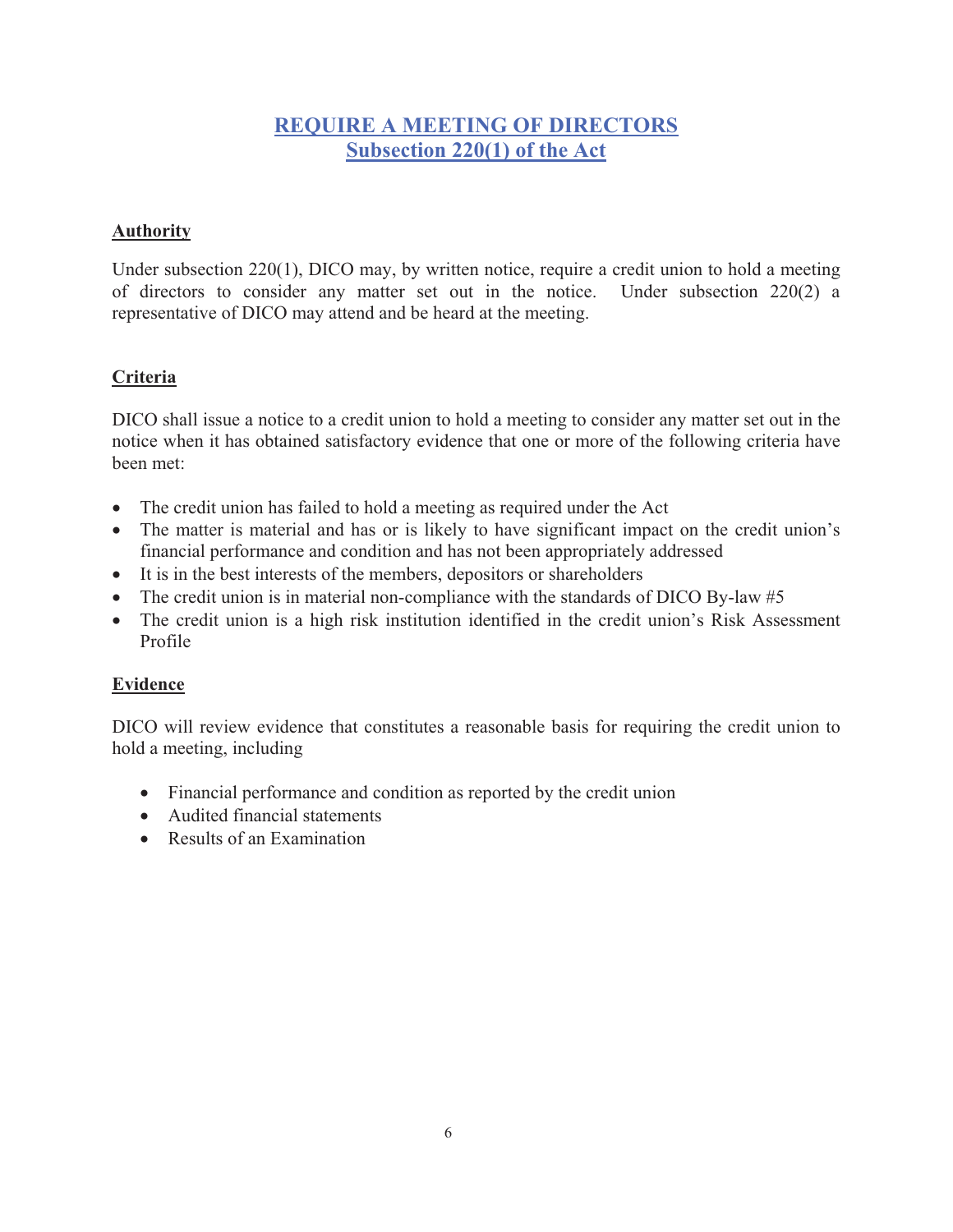# REQUIRE A MEETING OF DIRECTORS
## Subsection 220(1) of the Act

### Authority

Under subsection 220(1), DICO may, by written notice, require a credit union to hold a meeting of directors to consider any matter set out in the notice. Under subsection 220(2) a representative of DICO may attend and be heard at the meeting.

### Criteria

DICO shall issue a notice to a credit union to hold a meeting to consider any matter set out in the notice when it has obtained satisfactory evidence that one or more of the following criteria have been met:

- The credit union has failed to hold a meeting as required under the Act
- The matter is material and has or is likely to have significant impact on the credit union's financial performance and condition and has not been appropriately addressed
- It is in the best interests of the members, depositors or shareholders
- The credit union is in material non-compliance with the standards of DICO By-law #5
- The credit union is a high risk institution identified in the credit union's Risk Assessment Profile

### Evidence

DICO will review evidence that constitutes a reasonable basis for requiring the credit union to hold a meeting, including

- Financial performance and condition as reported by the credit union
- Audited financial statements
- Results of an Examination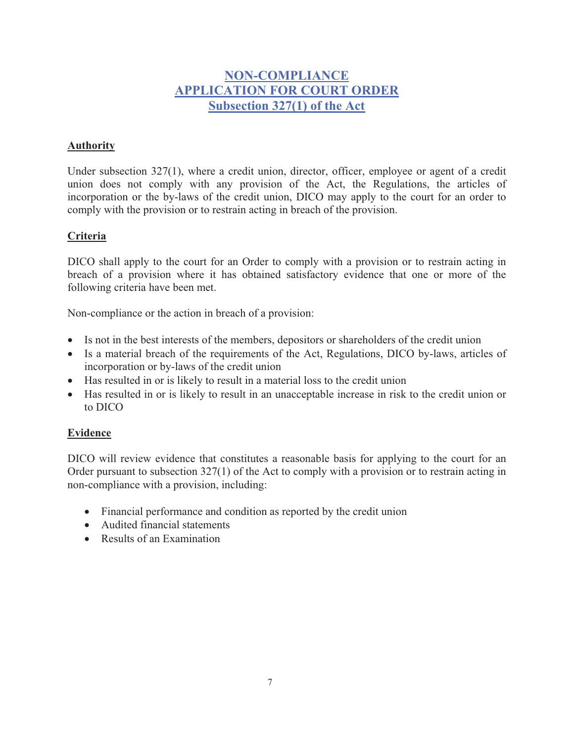# NON-COMPLIANCE
# APPLICATION FOR COURT ORDER
# Subsection 327(1) of the Act

## Authority

Under subsection 327(1), where a credit union, director, officer, employee or agent of a credit union does not comply with any provision of the Act, the Regulations, the articles of incorporation or the by-laws of the credit union, DICO may apply to the court for an order to comply with the provision or to restrain acting in breach of the provision.

## Criteria

DICO shall apply to the court for an Order to comply with a provision or to restrain acting in breach of a provision where it has obtained satisfactory evidence that one or more of the following criteria have been met.

Non-compliance or the action in breach of a provision:

- Is not in the best interests of the members, depositors or shareholders of the credit union
- Is a material breach of the requirements of the Act, Regulations, DICO by-laws, articles of incorporation or by-laws of the credit union
- Has resulted in or is likely to result in a material loss to the credit union
- Has resulted in or is likely to result in an unacceptable increase in risk to the credit union or to DICO

## Evidence

DICO will review evidence that constitutes a reasonable basis for applying to the court for an Order pursuant to subsection 327(1) of the Act to comply with a provision or to restrain acting in non-compliance with a provision, including:

- Financial performance and condition as reported by the credit union
- Audited financial statements
- Results of an Examination